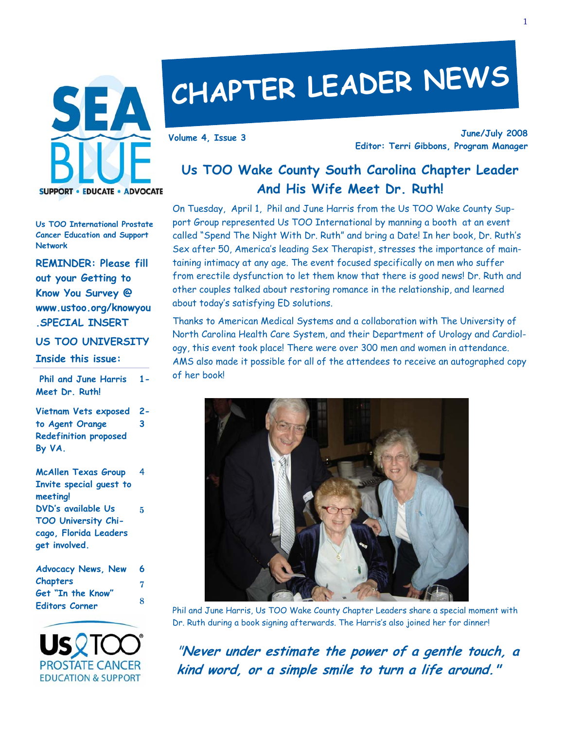# CHAPTER LEADER NEWS

**Volume 4, Issue 3**

**June/July 2008**
**Editor: Terri Gibbons, Program Manager**

SEA BLUE
SUPPORT • EDUCATE • ADVOCATE

**Us TOO International Prostate Cancer Education and Support Network**

**REMINDER: Please fill out your Getting to Know You Survey @ www.ustoo.org/knowyou .SPECIAL INSERT**

**US TOO UNIVERSITY**

**Inside this issue:**

| | |
|---|---|
| Phil and June Harris Meet Dr. Ruth! | 1- |
| Vietnam Vets exposed to Agent Orange Redefinition proposed By VA. | 2-3 |
| McAllen Texas Group Invite special guest to meeting! | 4 |
| DVD's available Us TOO University Chicago, Florida Leaders get involved. | 5 |
| Advocacy News, New Chapters | 6 |
| Get "In the Know" | 7 |
| Editors Corner | 8 |

Us TOO PROSTATE CANCER EDUCATION & SUPPORT

## Us TOO Wake County South Carolina Chapter Leader And His Wife Meet Dr. Ruth!

On Tuesday, April 1, Phil and June Harris from the Us TOO Wake County Support Group represented Us TOO International by manning a booth at an event called "Spend The Night With Dr. Ruth" and bring a Date! In her book, Dr. Ruth's Sex after 50, America's leading Sex Therapist, stresses the importance of maintaining intimacy at any age. The event focused specifically on men who suffer from erectile dysfunction to let them know that there is good news! Dr. Ruth and other couples talked about restoring romance in the relationship, and learned about today's satisfying ED solutions.

Thanks to American Medical Systems and a collaboration with The University of North Carolina Health Care System, and their Department of Urology and Cardiology, this event took place! There were over 300 men and women in attendance. AMS also made it possible for all of the attendees to receive an autographed copy of her book!

Phil and June Harris, Us TOO Wake County Chapter Leaders share a special moment with Dr. Ruth during a book signing afterwards. The Harris's also joined her for dinner!

***"Never under estimate the power of a gentle touch, a kind word, or a simple smile to turn a life around."***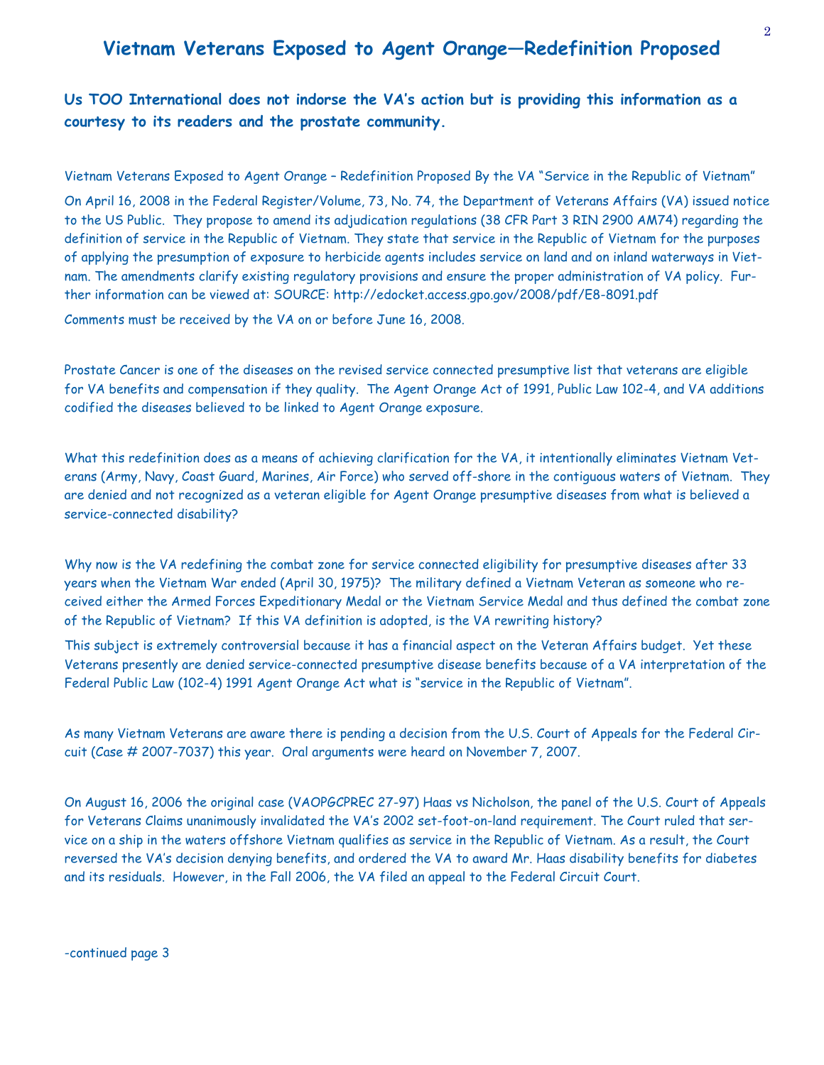# Vietnam Veterans Exposed to Agent Orange—Redefinition Proposed

**Us TOO International does not indorse the VA's action but is providing this information as a courtesy to its readers and the prostate community.**

Vietnam Veterans Exposed to Agent Orange – Redefinition Proposed By the VA "Service in the Republic of Vietnam"

On April 16, 2008 in the Federal Register/Volume, 73, No. 74, the Department of Veterans Affairs (VA) issued notice to the US Public. They propose to amend its adjudication regulations (38 CFR Part 3 RIN 2900 AM74) regarding the definition of service in the Republic of Vietnam. They state that service in the Republic of Vietnam for the purposes of applying the presumption of exposure to herbicide agents includes service on land and on inland waterways in Vietnam. The amendments clarify existing regulatory provisions and ensure the proper administration of VA policy. Further information can be viewed at: SOURCE: http://edocket.access.gpo.gov/2008/pdf/E8-8091.pdf

Comments must be received by the VA on or before June 16, 2008.

Prostate Cancer is one of the diseases on the revised service connected presumptive list that veterans are eligible for VA benefits and compensation if they quality. The Agent Orange Act of 1991, Public Law 102-4, and VA additions codified the diseases believed to be linked to Agent Orange exposure.

What this redefinition does as a means of achieving clarification for the VA, it intentionally eliminates Vietnam Veterans (Army, Navy, Coast Guard, Marines, Air Force) who served off-shore in the contiguous waters of Vietnam. They are denied and not recognized as a veteran eligible for Agent Orange presumptive diseases from what is believed a service-connected disability?

Why now is the VA redefining the combat zone for service connected eligibility for presumptive diseases after 33 years when the Vietnam War ended (April 30, 1975)? The military defined a Vietnam Veteran as someone who received either the Armed Forces Expeditionary Medal or the Vietnam Service Medal and thus defined the combat zone of the Republic of Vietnam? If this VA definition is adopted, is the VA rewriting history?

This subject is extremely controversial because it has a financial aspect on the Veteran Affairs budget. Yet these Veterans presently are denied service-connected presumptive disease benefits because of a VA interpretation of the Federal Public Law (102-4) 1991 Agent Orange Act what is "service in the Republic of Vietnam".

As many Vietnam Veterans are aware there is pending a decision from the U.S. Court of Appeals for the Federal Circuit (Case # 2007-7037) this year. Oral arguments were heard on November 7, 2007.

On August 16, 2006 the original case (VAOPGCPREC 27-97) Haas vs Nicholson, the panel of the U.S. Court of Appeals for Veterans Claims unanimously invalidated the VA's 2002 set-foot-on-land requirement. The Court ruled that service on a ship in the waters offshore Vietnam qualifies as service in the Republic of Vietnam. As a result, the Court reversed the VA's decision denying benefits, and ordered the VA to award Mr. Haas disability benefits for diabetes and its residuals. However, in the Fall 2006, the VA filed an appeal to the Federal Circuit Court.

-continued page 3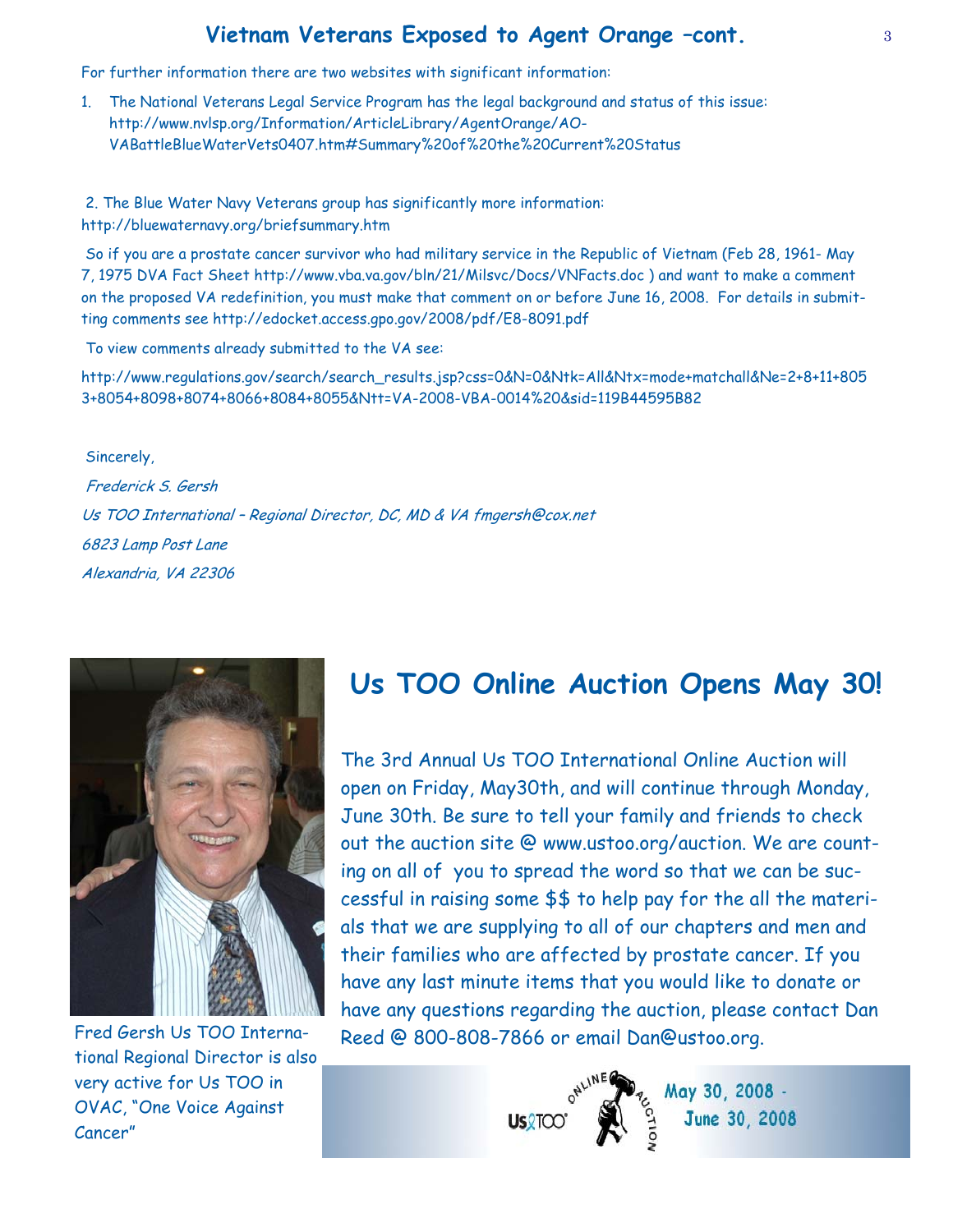## Vietnam Veterans Exposed to Agent Orange –cont.

For further information there are two websites with significant information:

1. The National Veterans Legal Service Program has the legal background and status of this issue: http://www.nvlsp.org/Information/ArticleLibrary/AgentOrange/AO-VABattleBlueWaterVets0407.htm#Summary%20of%20the%20Current%20Status

2. The Blue Water Navy Veterans group has significantly more information: http://bluewaternavy.org/briefsummary.htm

So if you are a prostate cancer survivor who had military service in the Republic of Vietnam (Feb 28, 1961- May 7, 1975 DVA Fact Sheet http://www.vba.va.gov/bln/21/Milsvc/Docs/VNFacts.doc ) and want to make a comment on the proposed VA redefinition, you must make that comment on or before June 16, 2008. For details in submitting comments see http://edocket.access.gpo.gov/2008/pdf/E8-8091.pdf

To view comments already submitted to the VA see:

http://www.regulations.gov/search/search_results.jsp?css=0&N=0&Ntk=All&Ntx=mode+matchall&Ne=2+8+11+8053+8054+8098+8074+8066+8084+8055&Ntt=VA-2008-VBA-0014%20&sid=119B44595B82

Sincerely,

*Frederick S. Gersh*

*Us TOO International – Regional Director, DC, MD & VA fmgersh@cox.net*

*6823 Lamp Post Lane*

*Alexandria, VA 22306*

Fred Gersh Us TOO International Regional Director is also very active for Us TOO in OVAC, "One Voice Against Cancer"

## Us TOO Online Auction Opens May 30!

The 3rd Annual Us TOO International Online Auction will open on Friday, May30th, and will continue through Monday, June 30th. Be sure to tell your family and friends to check out the auction site @ www.ustoo.org/auction. We are counting on all of you to spread the word so that we can be successful in raising some $$ to help pay for the all the materials that we are supplying to all of our chapters and men and their families who are affected by prostate cancer. If you have any last minute items that you would like to donate or have any questions regarding the auction, please contact Dan Reed @ 800-808-7866 or email Dan@ustoo.org.

Us TOO Online Auction May 30, 2008 - June 30, 2008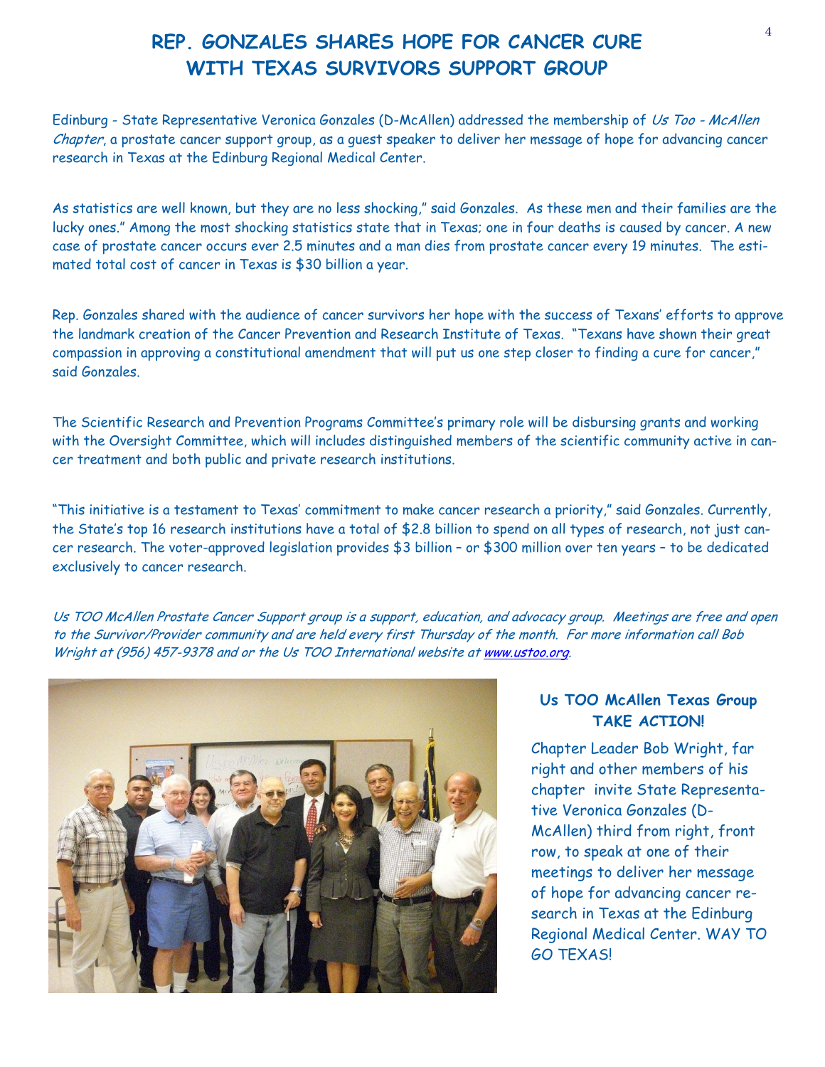# REP. GONZALES SHARES HOPE FOR CANCER CURE WITH TEXAS SURVIVORS SUPPORT GROUP

Edinburg - State Representative Veronica Gonzales (D-McAllen) addressed the membership of *Us Too - McAllen Chapter*, a prostate cancer support group, as a guest speaker to deliver her message of hope for advancing cancer research in Texas at the Edinburg Regional Medical Center.

As statistics are well known, but they are no less shocking," said Gonzales. As these men and their families are the lucky ones." Among the most shocking statistics state that in Texas; one in four deaths is caused by cancer. A new case of prostate cancer occurs ever 2.5 minutes and a man dies from prostate cancer every 19 minutes. The estimated total cost of cancer in Texas is $30 billion a year.

Rep. Gonzales shared with the audience of cancer survivors her hope with the success of Texans' efforts to approve the landmark creation of the Cancer Prevention and Research Institute of Texas. "Texans have shown their great compassion in approving a constitutional amendment that will put us one step closer to finding a cure for cancer," said Gonzales.

The Scientific Research and Prevention Programs Committee's primary role will be disbursing grants and working with the Oversight Committee, which will includes distinguished members of the scientific community active in cancer treatment and both public and private research institutions.

"This initiative is a testament to Texas' commitment to make cancer research a priority," said Gonzales. Currently, the State's top 16 research institutions have a total of $2.8 billion to spend on all types of research, not just cancer research. The voter-approved legislation provides $3 billion – or $300 million over ten years – to be dedicated exclusively to cancer research.

*Us TOO McAllen Prostate Cancer Support group is a support, education, and advocacy group. Meetings are free and open to the Survivor/Provider community and are held every first Thursday of the month. For more information call Bob Wright at (956) 457-9378 and or the Us TOO International website at www.ustoo.org.*

**Us TOO McAllen Texas Group TAKE ACTION!**

Chapter Leader Bob Wright, far right and other members of his chapter invite State Representative Veronica Gonzales (D-McAllen) third from right, front row, to speak at one of their meetings to deliver her message of hope for advancing cancer research in Texas at the Edinburg Regional Medical Center. WAY TO GO TEXAS!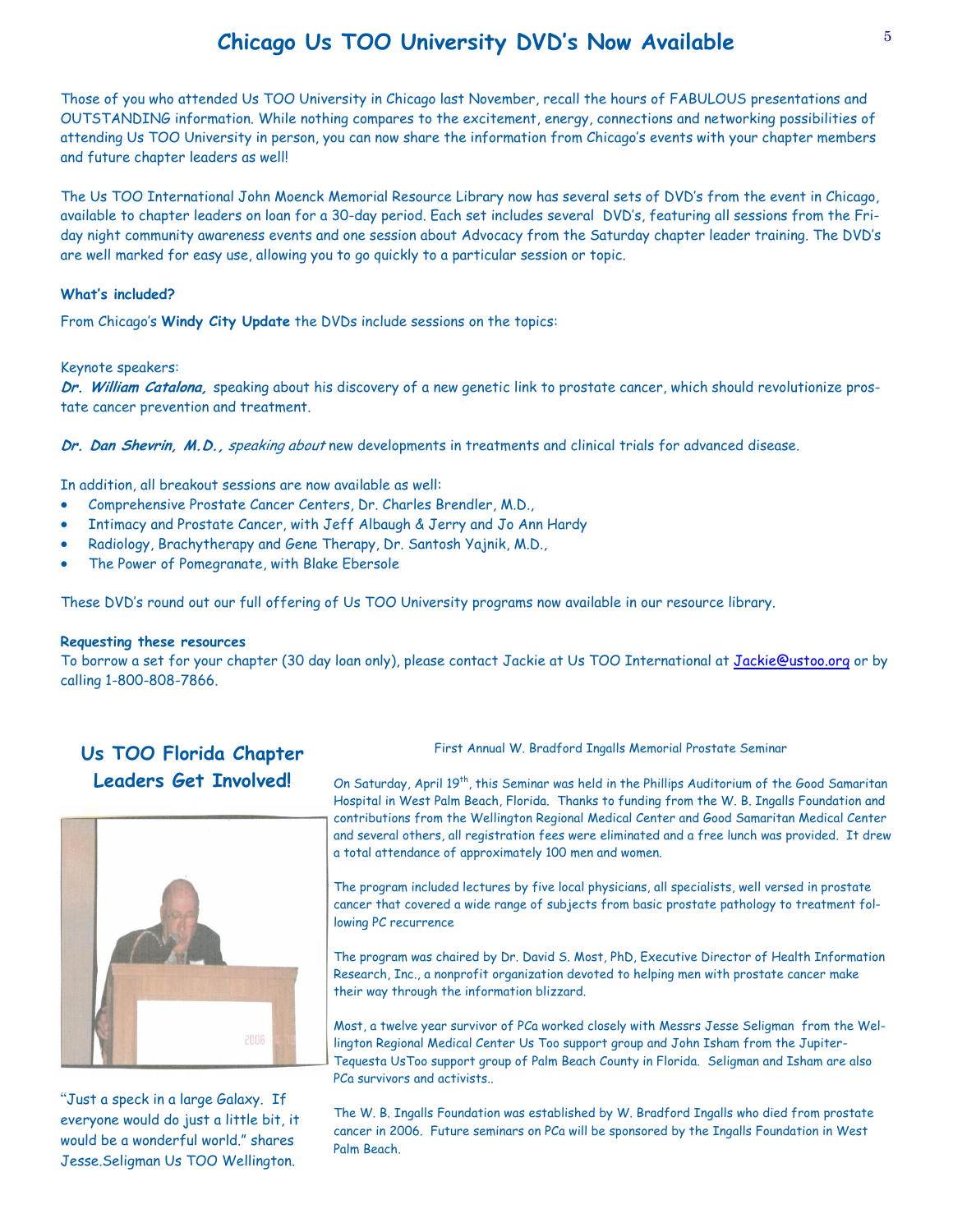# Chicago Us TOO University DVD's Now Available

Those of you who attended Us TOO University in Chicago last November, recall the hours of FABULOUS presentations and OUTSTANDING information. While nothing compares to the excitement, energy, connections and networking possibilities of attending Us TOO University in person, you can now share the information from Chicago's events with your chapter members and future chapter leaders as well!

The Us TOO International John Moenck Memorial Resource Library now has several sets of DVD's from the event in Chicago, available to chapter leaders on loan for a 30-day period. Each set includes several DVD's, featuring all sessions from the Friday night community awareness events and one session about Advocacy from the Saturday chapter leader training. The DVD's are well marked for easy use, allowing you to go quickly to a particular session or topic.

**What's included?**

From Chicago's **Windy City Update** the DVDs include sessions on the topics:

Keynote speakers:
***Dr. William Catalona,*** speaking about his discovery of a new genetic link to prostate cancer, which should revolutionize prostate cancer prevention and treatment.

***Dr. Dan Shevrin, M.D.,*** *speaking about* new developments in treatments and clinical trials for advanced disease.

In addition, all breakout sessions are now available as well:

- Comprehensive Prostate Cancer Centers, Dr. Charles Brendler, M.D.,
- Intimacy and Prostate Cancer, with Jeff Albaugh & Jerry and Jo Ann Hardy
- Radiology, Brachytherapy and Gene Therapy, Dr. Santosh Yajnik, M.D.,
- The Power of Pomegranate, with Blake Ebersole

These DVD's round out our full offering of Us TOO University programs now available in our resource library.

**Requesting these resources**
To borrow a set for your chapter (30 day loan only), please contact Jackie at Us TOO International at Jackie@ustoo.org or by calling 1-800-808-7866.

## Us TOO Florida Chapter Leaders Get Involved!

"Just a speck in a large Galaxy. If everyone would do just a little bit, it would be a wonderful world." shares Jesse.Seligman Us TOO Wellington.

First Annual W. Bradford Ingalls Memorial Prostate Seminar

On Saturday, April 19th, this Seminar was held in the Phillips Auditorium of the Good Samaritan Hospital in West Palm Beach, Florida. Thanks to funding from the W. B. Ingalls Foundation and contributions from the Wellington Regional Medical Center and Good Samaritan Medical Center and several others, all registration fees were eliminated and a free lunch was provided. It drew a total attendance of approximately 100 men and women.

The program included lectures by five local physicians, all specialists, well versed in prostate cancer that covered a wide range of subjects from basic prostate pathology to treatment following PC recurrence

The program was chaired by Dr. David S. Most, PhD, Executive Director of Health Information Research, Inc., a nonprofit organization devoted to helping men with prostate cancer make their way through the information blizzard.

Most, a twelve year survivor of PCa worked closely with Messrs Jesse Seligman from the Wellington Regional Medical Center Us Too support group and John Isham from the Jupiter-Tequesta UsToo support group of Palm Beach County in Florida. Seligman and Isham are also PCa survivors and activists..

The W. B. Ingalls Foundation was established by W. Bradford Ingalls who died from prostate cancer in 2006. Future seminars on PCa will be sponsored by the Ingalls Foundation in West Palm Beach.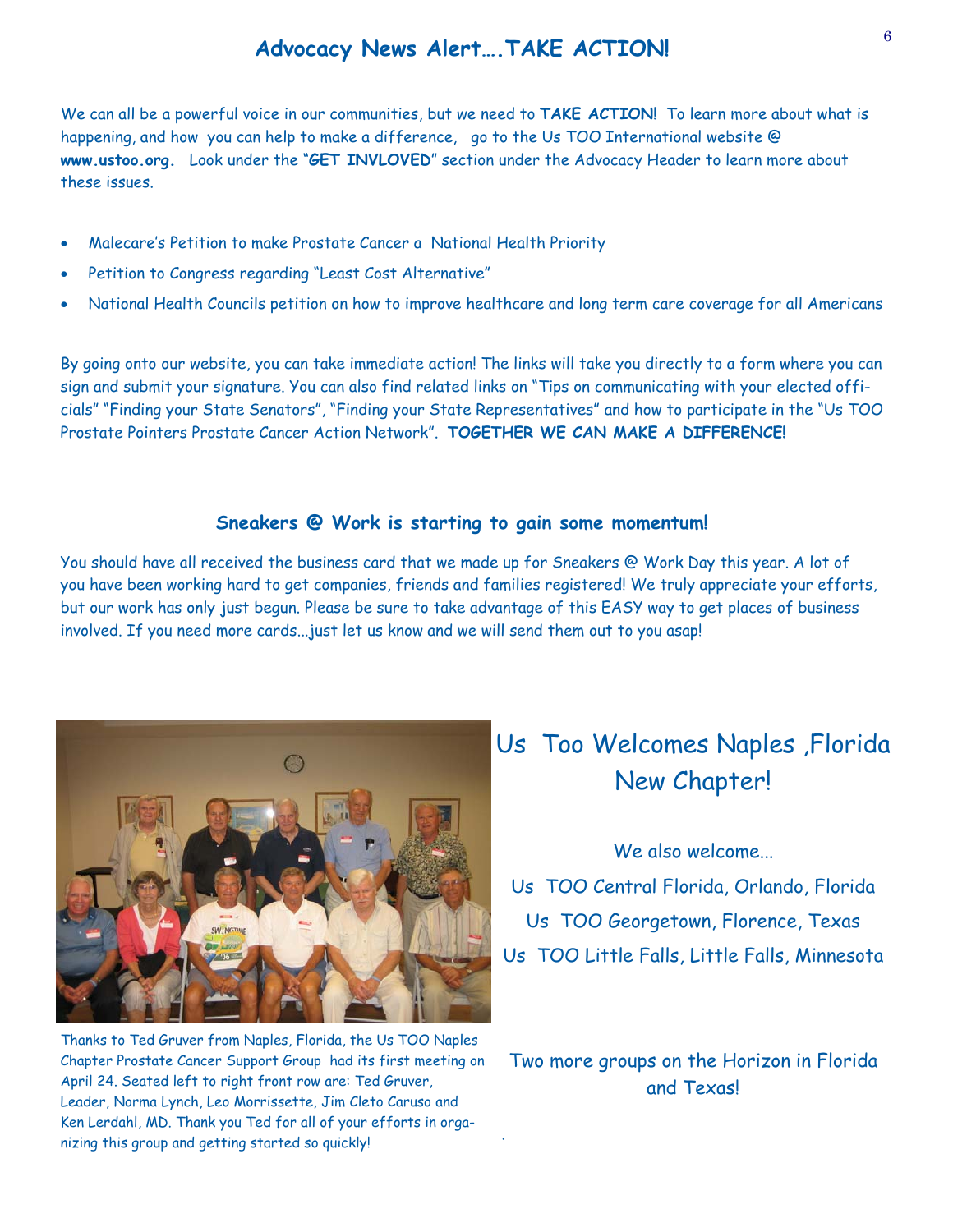## Advocacy News Alert….TAKE ACTION!

We can all be a powerful voice in our communities, but we need to **TAKE ACTION**! To learn more about what is happening, and how you can help to make a difference, go to the Us TOO International website @ **www.ustoo.org.** Look under the "**GET INVLOVED**" section under the Advocacy Header to learn more about these issues.

- Malecare's Petition to make Prostate Cancer a National Health Priority
- Petition to Congress regarding "Least Cost Alternative"
- National Health Councils petition on how to improve healthcare and long term care coverage for all Americans

By going onto our website, you can take immediate action! The links will take you directly to a form where you can sign and submit your signature. You can also find related links on "Tips on communicating with your elected officials" "Finding your State Senators", "Finding your State Representatives" and how to participate in the "Us TOO Prostate Pointers Prostate Cancer Action Network". **TOGETHER WE CAN MAKE A DIFFERENCE!**

### Sneakers @ Work is starting to gain some momentum!

You should have all received the business card that we made up for Sneakers @ Work Day this year. A lot of you have been working hard to get companies, friends and families registered! We truly appreciate your efforts, but our work has only just begun. Please be sure to take advantage of this EASY way to get places of business involved. If you need more cards…just let us know and we will send them out to you asap!

Thanks to Ted Gruver from Naples, Florida, the Us TOO Naples Chapter Prostate Cancer Support Group had its first meeting on April 24. Seated left to right front row are: Ted Gruver, Leader, Norma Lynch, Leo Morrissette, Jim Cleto Caruso and Ken Lerdahl, MD. Thank you Ted for all of your efforts in organizing this group and getting started so quickly!

## Us Too Welcomes Naples ,Florida New Chapter!

We also welcome…

Us TOO Central Florida, Orlando, Florida

Us TOO Georgetown, Florence, Texas

Us TOO Little Falls, Little Falls, Minnesota

Two more groups on the Horizon in Florida and Texas!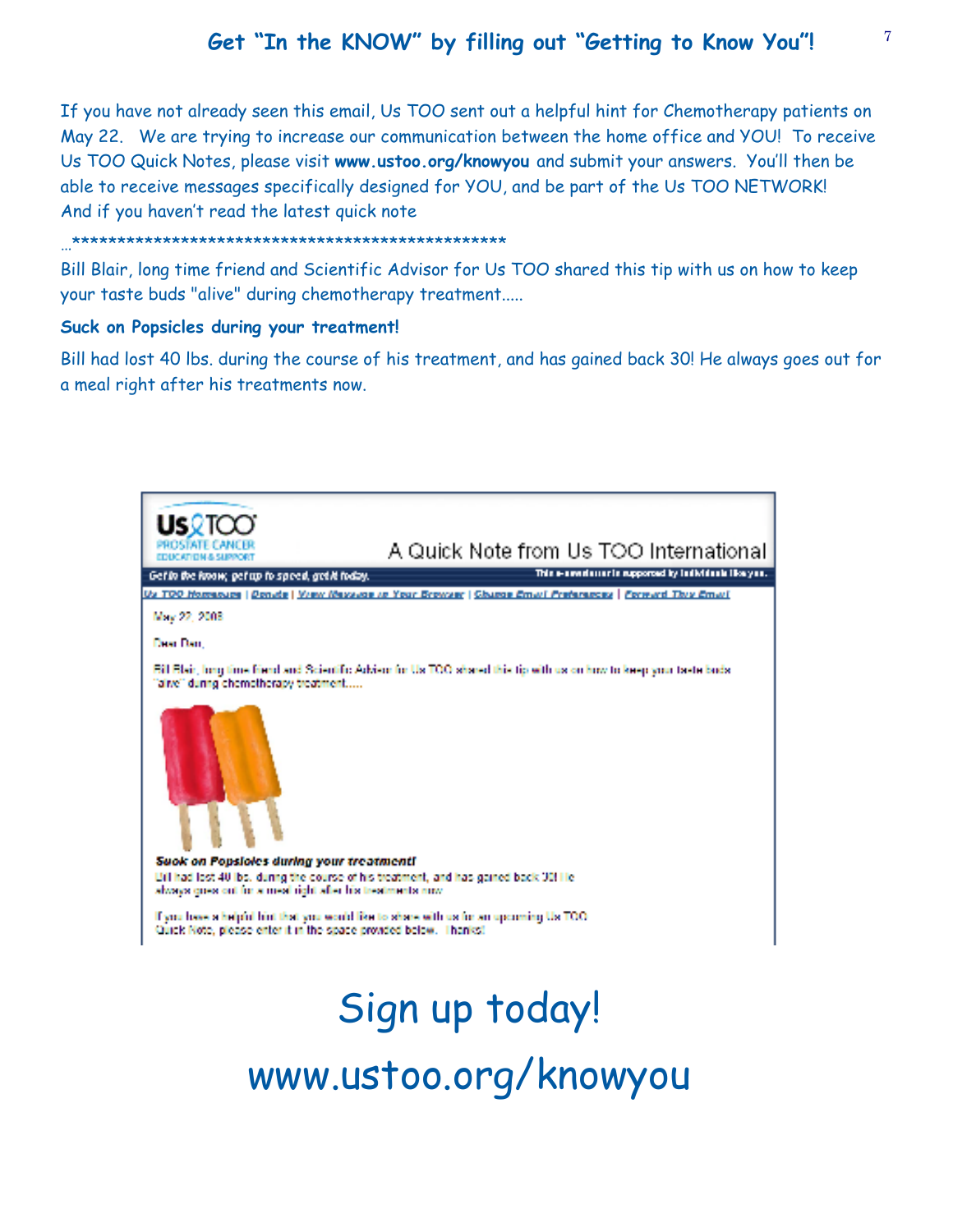## Get "In the KNOW" by filling out "Getting to Know You"!

If you have not already seen this email, Us TOO sent out a helpful hint for Chemotherapy patients on May 22. We are trying to increase our communication between the home office and YOU! To receive Us TOO Quick Notes, please visit **www.ustoo.org/knowyou** and submit your answers. You'll then be able to receive messages specifically designed for YOU, and be part of the Us TOO NETWORK! And if you haven't read the latest quick note

…************************************************

Bill Blair, long time friend and Scientific Advisor for Us TOO shared this tip with us on how to keep your taste buds "alive" during chemotherapy treatment.....

**Suck on Popsicles during your treatment!**

Bill had lost 40 lbs. during the course of his treatment, and has gained back 30! He always goes out for a meal right after his treatments now.

Us TOO PROSTATE CANCER EDUCATION & SUPPORT

A Quick Note from Us TOO International

*Get in the know, get up to speed, get it today.* This e-newsletter is supported by individuals like you.

Us TOO Homepage | Donate | View Message in Your Browser | Change Email Preferences | Forward This Email

May 22, 2008

Dear Dan,

Bill Blair, long time friend and Scientific Advisor for Us TOO shared this tip with us on how to keep your taste buds "alive" during chemotherapy treatment.....

***Suck on Popsicles during your treatment!***

Bill had lost 40 lbs. during the course of his treatment, and has gained back 30! He always goes out for a meal right after his treatments now.

If you have a helpful hint that you would like to share with us for an upcoming Us TOO Quick Note, please enter it in the space provided below. Thanks!

# Sign up today!

# www.ustoo.org/knowyou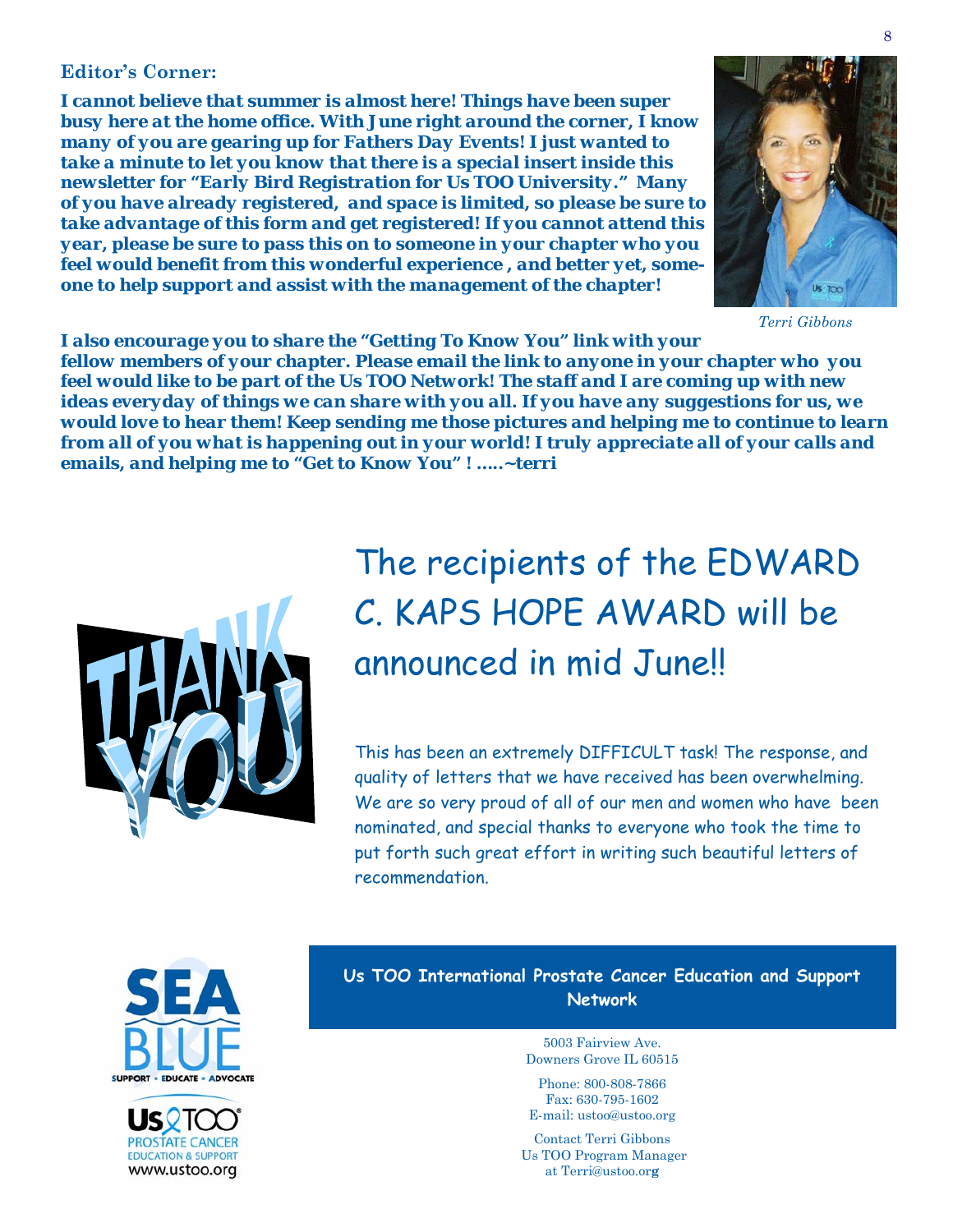### Editor's Corner:

***I cannot believe that summer is almost here! Things have been super busy here at the home office. With June right around the corner, I know many of you are gearing up for Fathers Day Events! I just wanted to take a minute to let you know that there is a special insert inside this newsletter for "Early Bird Registration for Us TOO University." Many of you have already registered, and space is limited, so please be sure to take advantage of this form and get registered! If you cannot attend this year, please be sure to pass this on to someone in your chapter who you feel would benefit from this wonderful experience , and better yet, someone to help support and assist with the management of the chapter!***

*Terri Gibbons*

***I also encourage you to share the "Getting To Know You" link with your fellow members of your chapter. Please email the link to anyone in your chapter who you feel would like to be part of the Us TOO Network! The staff and I are coming up with new ideas everyday of things we can share with you all. If you have any suggestions for us, we would love to hear them! Keep sending me those pictures and helping me to continue to learn from all of you what is happening out in your world! I truly appreciate all of your calls and emails, and helping me to "Get to Know You" ! .....~terri***

THANK YOU

## The recipients of the EDWARD C. KAPS HOPE AWARD will be announced in mid June!!

This has been an extremely DIFFICULT task! The response, and quality of letters that we have received has been overwhelming. We are so very proud of all of our men and women who have been nominated, and special thanks to everyone who took the time to put forth such great effort in writing such beautiful letters of recommendation.

SEA BLUE
SUPPORT • EDUCATE • ADVOCATE

Us TOO
PROSTATE CANCER EDUCATION & SUPPORT
www.ustoo.org

**Us TOO International Prostate Cancer Education and Support Network**

5003 Fairview Ave.
Downers Grove IL 60515

Phone: 800-808-7866
Fax: 630-795-1602
E-mail: ustoo@ustoo.org

Contact Terri Gibbons
Us TOO Program Manager
at Terri@ustoo.org